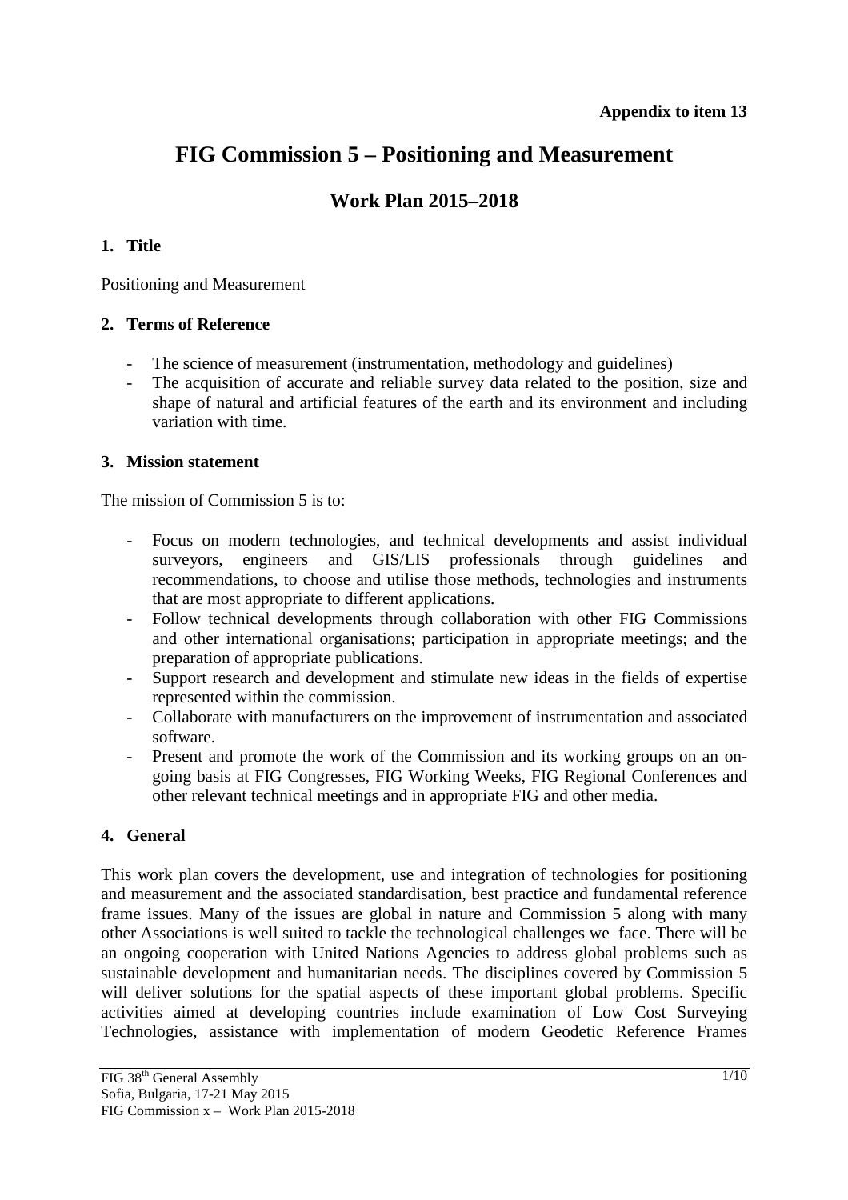**Appendix to item 13**

# FIG Commission 5 – Positioning and Measurement

## Work Plan 2015–2018

### 1. Title

Positioning and Measurement

### 2. Terms of Reference

- The science of measurement (instrumentation, methodology and guidelines)
- The acquisition of accurate and reliable survey data related to the position, size and shape of natural and artificial features of the earth and its environment and including variation with time.

### 3. Mission statement

The mission of Commission 5 is to:

- Focus on modern technologies, and technical developments and assist individual surveyors, engineers and GIS/LIS professionals through guidelines and recommendations, to choose and utilise those methods, technologies and instruments that are most appropriate to different applications.
- Follow technical developments through collaboration with other FIG Commissions and other international organisations; participation in appropriate meetings; and the preparation of appropriate publications.
- Support research and development and stimulate new ideas in the fields of expertise represented within the commission.
- Collaborate with manufacturers on the improvement of instrumentation and associated software.
- Present and promote the work of the Commission and its working groups on an on-going basis at FIG Congresses, FIG Working Weeks, FIG Regional Conferences and other relevant technical meetings and in appropriate FIG and other media.

### 4. General

This work plan covers the development, use and integration of technologies for positioning and measurement and the associated standardisation, best practice and fundamental reference frame issues. Many of the issues are global in nature and Commission 5 along with many other Associations is well suited to tackle the technological challenges we face. There will be an ongoing cooperation with United Nations Agencies to address global problems such as sustainable development and humanitarian needs. The disciplines covered by Commission 5 will deliver solutions for the spatial aspects of these important global problems. Specific activities aimed at developing countries include examination of Low Cost Surveying Technologies, assistance with implementation of modern Geodetic Reference Frames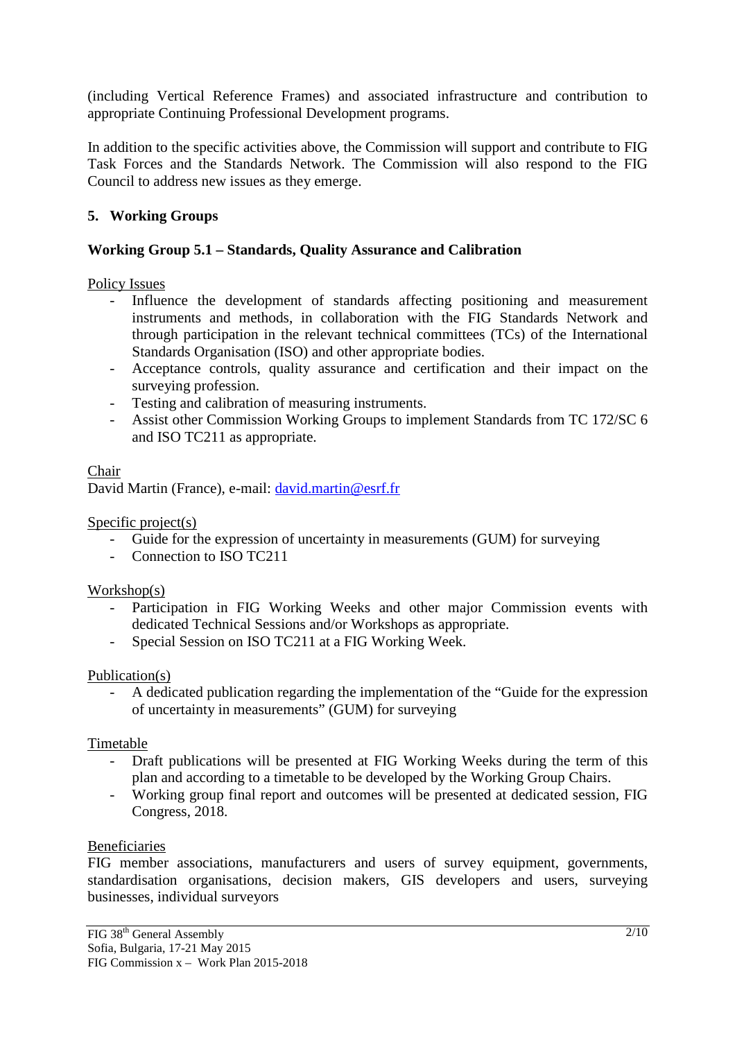(including Vertical Reference Frames) and associated infrastructure and contribution to appropriate Continuing Professional Development programs.

In addition to the specific activities above, the Commission will support and contribute to FIG Task Forces and the Standards Network. The Commission will also respond to the FIG Council to address new issues as they emerge.

## 5. Working Groups

### Working Group 5.1 – Standards, Quality Assurance and Calibration

Policy Issues

- Influence the development of standards affecting positioning and measurement instruments and methods, in collaboration with the FIG Standards Network and through participation in the relevant technical committees (TCs) of the International Standards Organisation (ISO) and other appropriate bodies.
- Acceptance controls, quality assurance and certification and their impact on the surveying profession.
- Testing and calibration of measuring instruments.
- Assist other Commission Working Groups to implement Standards from TC 172/SC 6 and ISO TC211 as appropriate.

Chair

David Martin (France), e-mail: david.martin@esrf.fr

Specific project(s)

- Guide for the expression of uncertainty in measurements (GUM) for surveying
- Connection to ISO TC211

Workshop(s)

- Participation in FIG Working Weeks and other major Commission events with dedicated Technical Sessions and/or Workshops as appropriate.
- Special Session on ISO TC211 at a FIG Working Week.

Publication(s)

- A dedicated publication regarding the implementation of the "Guide for the expression of uncertainty in measurements" (GUM) for surveying

Timetable

- Draft publications will be presented at FIG Working Weeks during the term of this plan and according to a timetable to be developed by the Working Group Chairs.
- Working group final report and outcomes will be presented at dedicated session, FIG Congress, 2018.

Beneficiaries

FIG member associations, manufacturers and users of survey equipment, governments, standardisation organisations, decision makers, GIS developers and users, surveying businesses, individual surveyors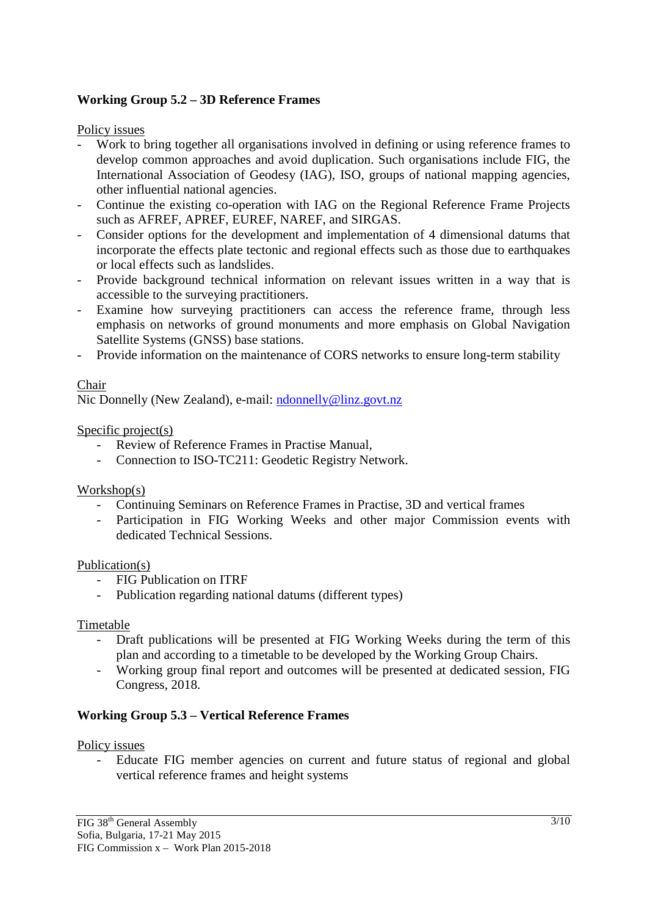**Working Group 5.2 – 3D Reference Frames**

<u>Policy issues</u>

- Work to bring together all organisations involved in defining or using reference frames to develop common approaches and avoid duplication. Such organisations include FIG, the International Association of Geodesy (IAG), ISO, groups of national mapping agencies, other influential national agencies.
- Continue the existing co-operation with IAG on the Regional Reference Frame Projects such as AFREF, APREF, EUREF, NAREF, and SIRGAS.
- Consider options for the development and implementation of 4 dimensional datums that incorporate the effects plate tectonic and regional effects such as those due to earthquakes or local effects such as landslides.
- Provide background technical information on relevant issues written in a way that is accessible to the surveying practitioners.
- Examine how surveying practitioners can access the reference frame, through less emphasis on networks of ground monuments and more emphasis on Global Navigation Satellite Systems (GNSS) base stations.
- Provide information on the maintenance of CORS networks to ensure long-term stability

<u>Chair</u>

Nic Donnelly (New Zealand), e-mail: [ndonnelly@linz.govt.nz](mailto:ndonnelly@linz.govt.nz)

<u>Specific project(s)</u>

- Review of Reference Frames in Practise Manual,
- Connection to ISO-TC211: Geodetic Registry Network.

<u>Workshop(s)</u>

- Continuing Seminars on Reference Frames in Practise, 3D and vertical frames
- Participation in FIG Working Weeks and other major Commission events with dedicated Technical Sessions.

<u>Publication(s)</u>

- FIG Publication on ITRF
- Publication regarding national datums (different types)

<u>Timetable</u>

- Draft publications will be presented at FIG Working Weeks during the term of this plan and according to a timetable to be developed by the Working Group Chairs.
- Working group final report and outcomes will be presented at dedicated session, FIG Congress, 2018.

**Working Group 5.3 – Vertical Reference Frames**

<u>Policy issues</u>

- Educate FIG member agencies on current and future status of regional and global vertical reference frames and height systems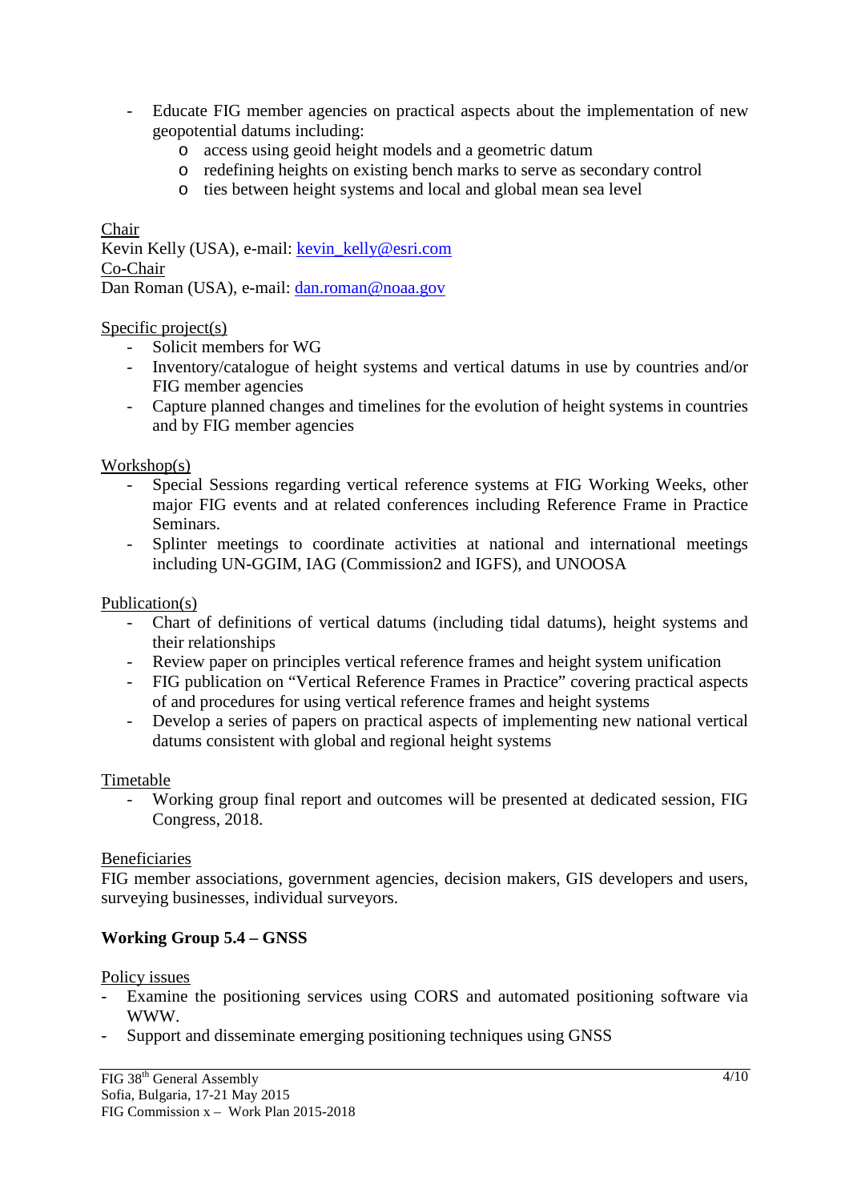- Educate FIG member agencies on practical aspects about the implementation of new geopotential datums including:
    - access using geoid height models and a geometric datum
    - redefining heights on existing bench marks to serve as secondary control
    - ties between height systems and local and global mean sea level

Chair
Kevin Kelly (USA), e-mail: kevin_kelly@esri.com
Co-Chair
Dan Roman (USA), e-mail: dan.roman@noaa.gov

Specific project(s)
- Solicit members for WG
- Inventory/catalogue of height systems and vertical datums in use by countries and/or FIG member agencies
- Capture planned changes and timelines for the evolution of height systems in countries and by FIG member agencies

Workshop(s)
- Special Sessions regarding vertical reference systems at FIG Working Weeks, other major FIG events and at related conferences including Reference Frame in Practice Seminars.
- Splinter meetings to coordinate activities at national and international meetings including UN-GGIM, IAG (Commission2 and IGFS), and UNOOSA

Publication(s)
- Chart of definitions of vertical datums (including tidal datums), height systems and their relationships
- Review paper on principles vertical reference frames and height system unification
- FIG publication on "Vertical Reference Frames in Practice" covering practical aspects of and procedures for using vertical reference frames and height systems
- Develop a series of papers on practical aspects of implementing new national vertical datums consistent with global and regional height systems

Timetable
- Working group final report and outcomes will be presented at dedicated session, FIG Congress, 2018.

Beneficiaries
FIG member associations, government agencies, decision makers, GIS developers and users, surveying businesses, individual surveyors.

**Working Group 5.4 – GNSS**

Policy issues
- Examine the positioning services using CORS and automated positioning software via WWW.
- Support and disseminate emerging positioning techniques using GNSS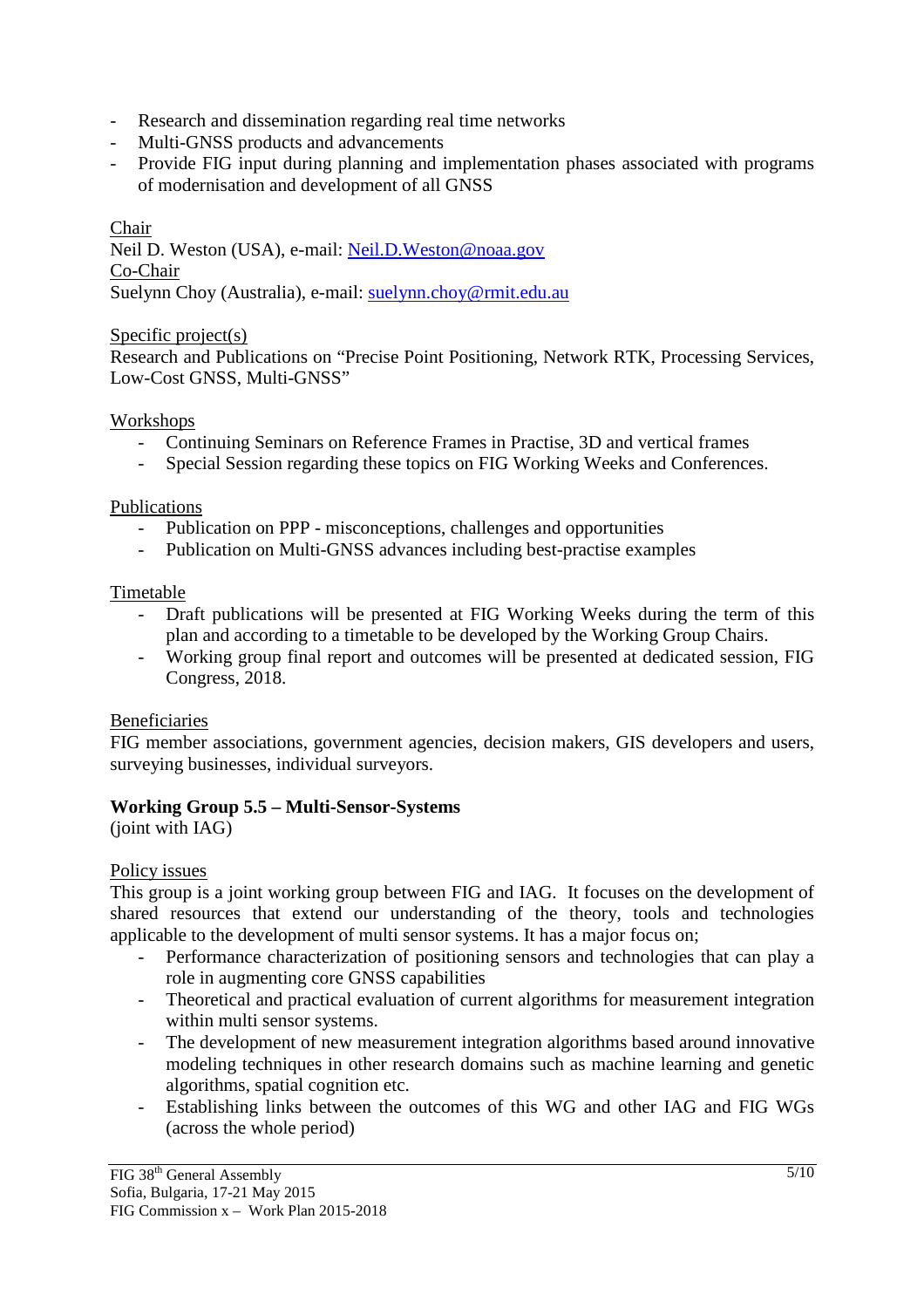- Research and dissemination regarding real time networks
- Multi-GNSS products and advancements
- Provide FIG input during planning and implementation phases associated with programs of modernisation and development of all GNSS

Chair

Neil D. Weston (USA), e-mail: Neil.D.Weston@noaa.gov

Co-Chair

Suelynn Choy (Australia), e-mail: suelynn.choy@rmit.edu.au

Specific project(s)

Research and Publications on "Precise Point Positioning, Network RTK, Processing Services, Low-Cost GNSS, Multi-GNSS"

Workshops

- Continuing Seminars on Reference Frames in Practise, 3D and vertical frames
- Special Session regarding these topics on FIG Working Weeks and Conferences.

Publications

- Publication on PPP - misconceptions, challenges and opportunities
- Publication on Multi-GNSS advances including best-practise examples

Timetable

- Draft publications will be presented at FIG Working Weeks during the term of this plan and according to a timetable to be developed by the Working Group Chairs.
- Working group final report and outcomes will be presented at dedicated session, FIG Congress, 2018.

Beneficiaries

FIG member associations, government agencies, decision makers, GIS developers and users, surveying businesses, individual surveyors.

**Working Group 5.5 – Multi-Sensor-Systems**

(joint with IAG)

Policy issues

This group is a joint working group between FIG and IAG. It focuses on the development of shared resources that extend our understanding of the theory, tools and technologies applicable to the development of multi sensor systems. It has a major focus on;

- Performance characterization of positioning sensors and technologies that can play a role in augmenting core GNSS capabilities
- Theoretical and practical evaluation of current algorithms for measurement integration within multi sensor systems.
- The development of new measurement integration algorithms based around innovative modeling techniques in other research domains such as machine learning and genetic algorithms, spatial cognition etc.
- Establishing links between the outcomes of this WG and other IAG and FIG WGs (across the whole period)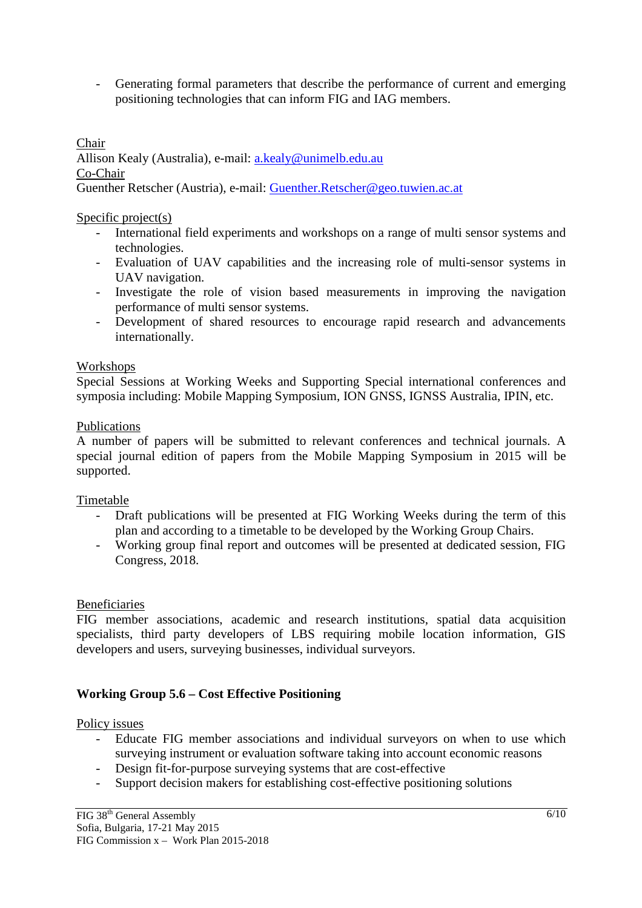- Generating formal parameters that describe the performance of current and emerging positioning technologies that can inform FIG and IAG members.

Chair
Allison Kealy (Australia), e-mail: a.kealy@unimelb.edu.au
Co-Chair
Guenther Retscher (Austria), e-mail: Guenther.Retscher@geo.tuwien.ac.at

Specific project(s)

- International field experiments and workshops on a range of multi sensor systems and technologies.
- Evaluation of UAV capabilities and the increasing role of multi-sensor systems in UAV navigation.
- Investigate the role of vision based measurements in improving the navigation performance of multi sensor systems.
- Development of shared resources to encourage rapid research and advancements internationally.

Workshops
Special Sessions at Working Weeks and Supporting Special international conferences and symposia including: Mobile Mapping Symposium, ION GNSS, IGNSS Australia, IPIN, etc.

Publications
A number of papers will be submitted to relevant conferences and technical journals. A special journal edition of papers from the Mobile Mapping Symposium in 2015 will be supported.

Timetable

- Draft publications will be presented at FIG Working Weeks during the term of this plan and according to a timetable to be developed by the Working Group Chairs.
- Working group final report and outcomes will be presented at dedicated session, FIG Congress, 2018.

Beneficiaries
FIG member associations, academic and research institutions, spatial data acquisition specialists, third party developers of LBS requiring mobile location information, GIS developers and users, surveying businesses, individual surveyors.

**Working Group 5.6 – Cost Effective Positioning**

Policy issues

- Educate FIG member associations and individual surveyors on when to use which surveying instrument or evaluation software taking into account economic reasons
- Design fit-for-purpose surveying systems that are cost-effective
- Support decision makers for establishing cost-effective positioning solutions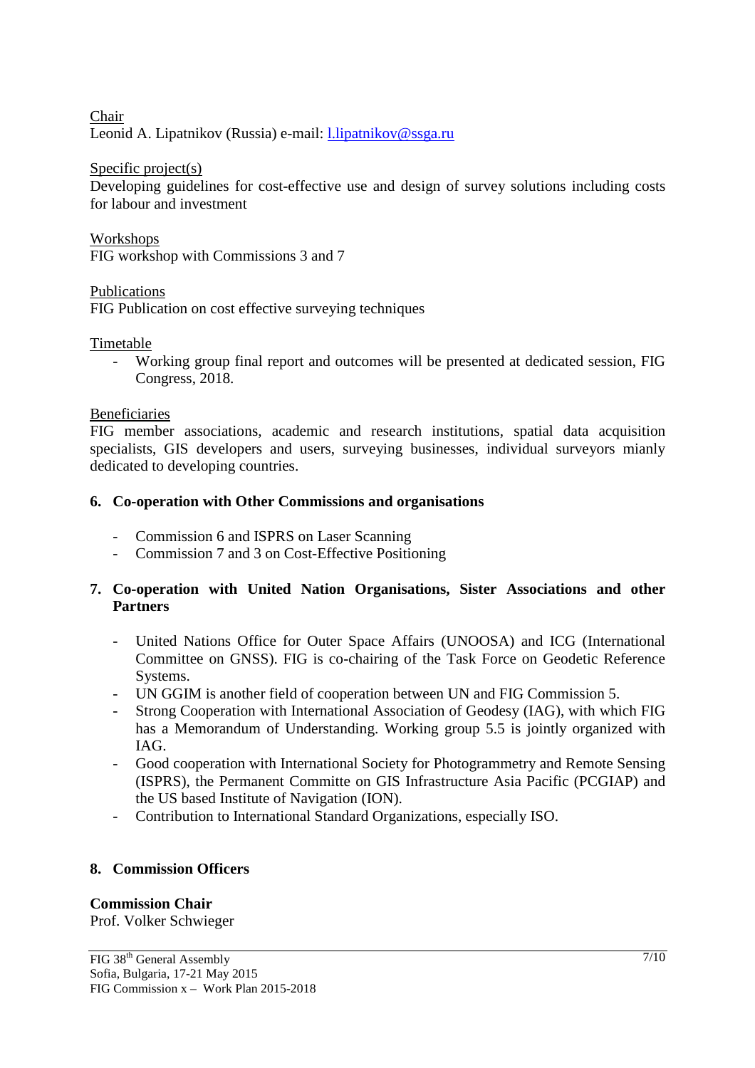Chair
Leonid A. Lipatnikov (Russia) e-mail: l.lipatnikov@ssga.ru

Specific project(s)
Developing guidelines for cost-effective use and design of survey solutions including costs for labour and investment

Workshops
FIG workshop with Commissions 3 and 7

Publications
FIG Publication on cost effective surveying techniques

Timetable

- Working group final report and outcomes will be presented at dedicated session, FIG Congress, 2018.

Beneficiaries
FIG member associations, academic and research institutions, spatial data acquisition specialists, GIS developers and users, surveying businesses, individual surveyors mianly dedicated to developing countries.

## 6. Co-operation with Other Commissions and organisations

- Commission 6 and ISPRS on Laser Scanning
- Commission 7 and 3 on Cost-Effective Positioning

## 7. Co-operation with United Nation Organisations, Sister Associations and other Partners

- United Nations Office for Outer Space Affairs (UNOOSA) and ICG (International Committee on GNSS). FIG is co-chairing of the Task Force on Geodetic Reference Systems.
- UN GGIM is another field of cooperation between UN and FIG Commission 5.
- Strong Cooperation with International Association of Geodesy (IAG), with which FIG has a Memorandum of Understanding. Working group 5.5 is jointly organized with IAG.
- Good cooperation with International Society for Photogrammetry and Remote Sensing (ISPRS), the Permanent Committe on GIS Infrastructure Asia Pacific (PCGIAP) and the US based Institute of Navigation (ION).
- Contribution to International Standard Organizations, especially ISO.

## 8. Commission Officers

**Commission Chair**
Prof. Volker Schwieger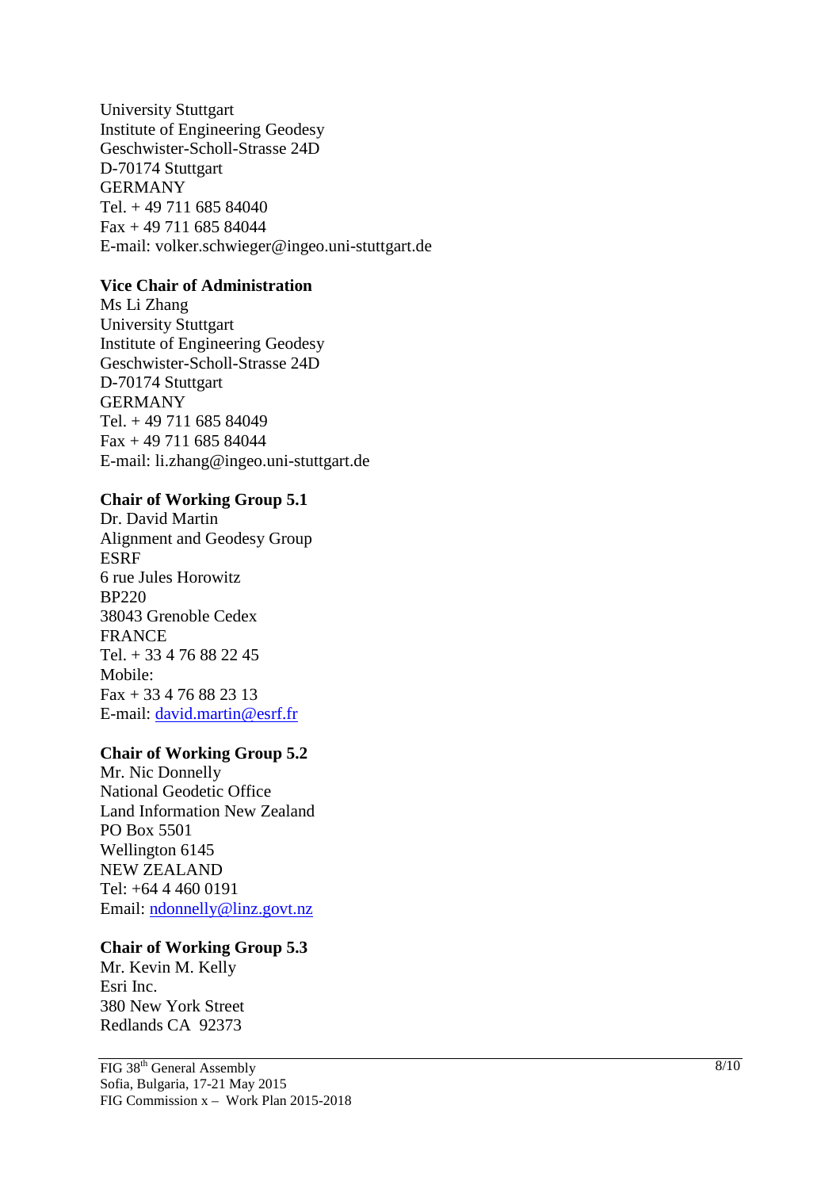University Stuttgart
Institute of Engineering Geodesy
Geschwister-Scholl-Strasse 24D
D-70174 Stuttgart
GERMANY
Tel. + 49 711 685 84040
Fax + 49 711 685 84044
E-mail: volker.schwieger@ingeo.uni-stuttgart.de

**Vice Chair of Administration**
Ms Li Zhang
University Stuttgart
Institute of Engineering Geodesy
Geschwister-Scholl-Strasse 24D
D-70174 Stuttgart
GERMANY
Tel. + 49 711 685 84049
Fax + 49 711 685 84044
E-mail: li.zhang@ingeo.uni-stuttgart.de

**Chair of Working Group 5.1**
Dr. David Martin
Alignment and Geodesy Group
ESRF
6 rue Jules Horowitz
BP220
38043 Grenoble Cedex
FRANCE
Tel. + 33 4 76 88 22 45
Mobile:
Fax + 33 4 76 88 23 13
E-mail: david.martin@esrf.fr

**Chair of Working Group 5.2**
Mr. Nic Donnelly
National Geodetic Office
Land Information New Zealand
PO Box 5501
Wellington 6145
NEW ZEALAND
Tel: +64 4 460 0191
Email: ndonnelly@linz.govt.nz

**Chair of Working Group 5.3**
Mr. Kevin M. Kelly
Esri Inc.
380 New York Street
Redlands CA 92373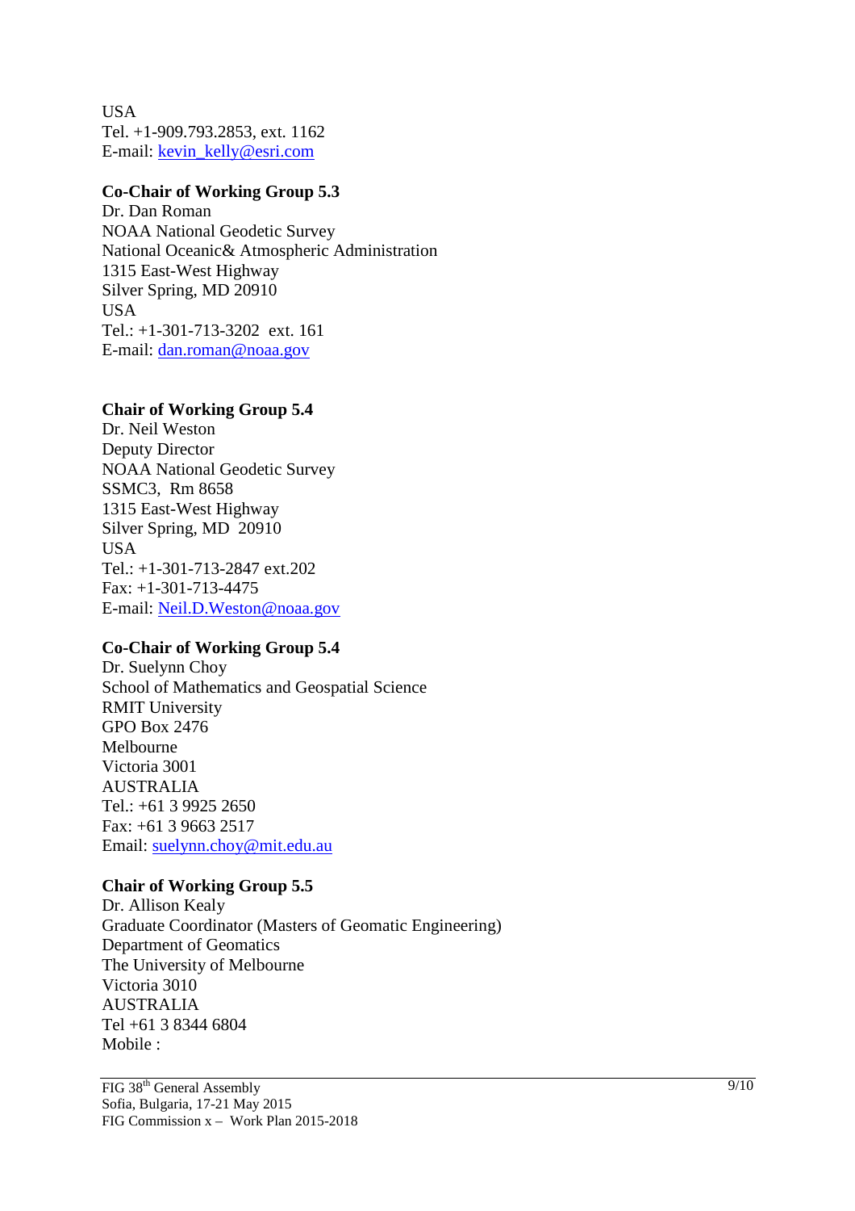USA
Tel. +1-909.793.2853, ext. 1162
E-mail: kevin_kelly@esri.com

**Co-Chair of Working Group 5.3**
Dr. Dan Roman
NOAA National Geodetic Survey
National Oceanic& Atmospheric Administration
1315 East-West Highway
Silver Spring, MD 20910
USA
Tel.: +1-301-713-3202 ext. 161
E-mail: dan.roman@noaa.gov

**Chair of Working Group 5.4**
Dr. Neil Weston
Deputy Director
NOAA National Geodetic Survey
SSMC3, Rm 8658
1315 East-West Highway
Silver Spring, MD 20910
USA
Tel.: +1-301-713-2847 ext.202
Fax: +1-301-713-4475
E-mail: Neil.D.Weston@noaa.gov

**Co-Chair of Working Group 5.4**
Dr. Suelynn Choy
School of Mathematics and Geospatial Science
RMIT University
GPO Box 2476
Melbourne
Victoria 3001
AUSTRALIA
Tel.: +61 3 9925 2650
Fax: +61 3 9663 2517
Email: suelynn.choy@mit.edu.au

**Chair of Working Group 5.5**
Dr. Allison Kealy
Graduate Coordinator (Masters of Geomatic Engineering)
Department of Geomatics
The University of Melbourne
Victoria 3010
AUSTRALIA
Tel +61 3 8344 6804
Mobile :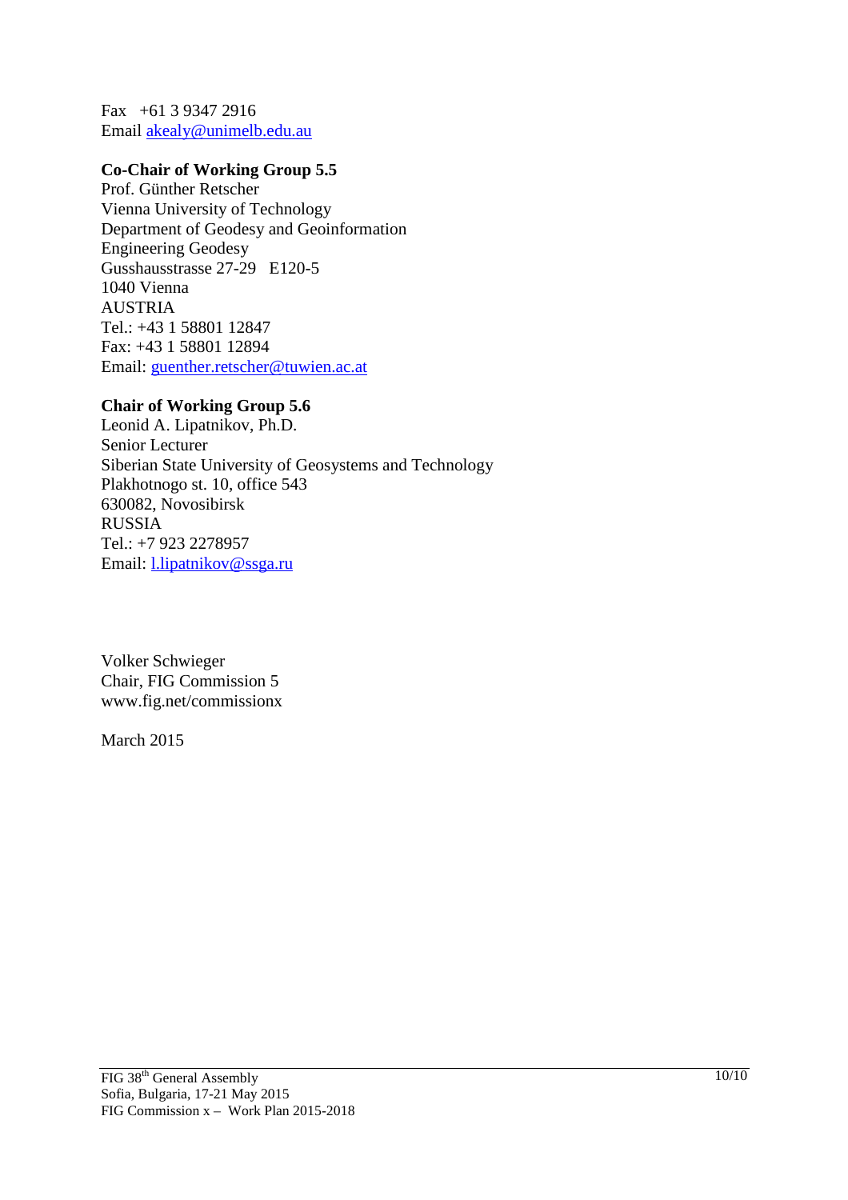Fax +61 3 9347 2916
Email akealy@unimelb.edu.au

**Co-Chair of Working Group 5.5**
Prof. Günther Retscher
Vienna University of Technology
Department of Geodesy and Geoinformation
Engineering Geodesy
Gusshausstrasse 27-29 E120-5
1040 Vienna
AUSTRIA
Tel.: +43 1 58801 12847
Fax: +43 1 58801 12894
Email: guenther.retscher@tuwien.ac.at

**Chair of Working Group 5.6**
Leonid A. Lipatnikov, Ph.D.
Senior Lecturer
Siberian State University of Geosystems and Technology
Plakhotnogo st. 10, office 543
630082, Novosibirsk
RUSSIA
Tel.: +7 923 2278957
Email: l.lipatnikov@ssga.ru

Volker Schwieger
Chair, FIG Commission 5
www.fig.net/commissionx

March 2015